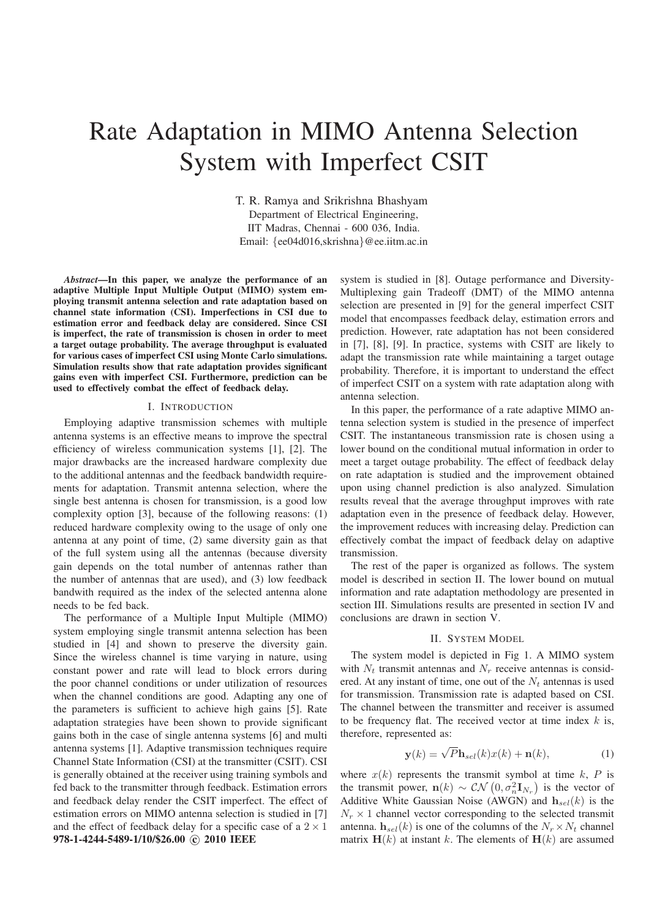# Rate Adaptation in MIMO Antenna Selection System with Imperfect CSIT

T. R. Ramya and Srikrishna Bhashyam
Department of Electrical Engineering,
IIT Madras, Chennai - 600 036, India.
Email: {ee04d016,skrishna}@ee.iitm.ac.in

***Abstract*—In this paper, we analyze the performance of an adaptive Multiple Input Multiple Output (MIMO) system employing transmit antenna selection and rate adaptation based on channel state information (CSI). Imperfections in CSI due to estimation error and feedback delay are considered. Since CSI is imperfect, the rate of transmission is chosen in order to meet a target outage probability. The average throughput is evaluated for various cases of imperfect CSI using Monte Carlo simulations. Simulation results show that rate adaptation provides significant gains even with imperfect CSI. Furthermore, prediction can be used to effectively combat the effect of feedback delay.**

## I. Introduction

Employing adaptive transmission schemes with multiple antenna systems is an effective means to improve the spectral efficiency of wireless communication systems [1], [2]. The major drawbacks are the increased hardware complexity due to the additional antennas and the feedback bandwidth requirements for adaptation. Transmit antenna selection, where the single best antenna is chosen for transmission, is a good low complexity option [3], because of the following reasons: (1) reduced hardware complexity owing to the usage of only one antenna at any point of time, (2) same diversity gain as that of the full system using all the antennas (because diversity gain depends on the total number of antennas rather than the number of antennas that are used), and (3) low feedback bandwith required as the index of the selected antenna alone needs to be fed back.

The performance of a Multiple Input Multiple (MIMO) system employing single transmit antenna selection has been studied in [4] and shown to preserve the diversity gain. Since the wireless channel is time varying in nature, using constant power and rate will lead to block errors during the poor channel conditions or under utilization of resources when the channel conditions are good. Adapting any one of the parameters is sufficient to achieve high gains [5]. Rate adaptation strategies have been shown to provide significant gains both in the case of single antenna systems [6] and multi antenna systems [1]. Adaptive transmission techniques require Channel State Information (CSI) at the transmitter (CSIT). CSI is generally obtained at the receiver using training symbols and fed back to the transmitter through feedback. Estimation errors and feedback delay render the CSIT imperfect. The effect of estimation errors on MIMO antenna selection is studied in [7] and the effect of feedback delay for a specific case of a $2 \times 1$ system is studied in [8]. Outage performance and Diversity-Multiplexing gain Tradeoff (DMT) of the MIMO antenna selection are presented in [9] for the general imperfect CSIT model that encompasses feedback delay, estimation errors and prediction. However, rate adaptation has not been considered in [7], [8], [9]. In practice, systems with CSIT are likely to adapt the transmission rate while maintaining a target outage probability. Therefore, it is important to understand the effect of imperfect CSIT on a system with rate adaptation along with antenna selection.

**978-1-4244-5489-1/10/$26.00 © 2010 IEEE**

In this paper, the performance of a rate adaptive MIMO antenna selection system is studied in the presence of imperfect CSIT. The instantaneous transmission rate is chosen using a lower bound on the conditional mutual information in order to meet a target outage probability. The effect of feedback delay on rate adaptation is studied and the improvement obtained upon using channel prediction is also analyzed. Simulation results reveal that the average throughput improves with rate adaptation even in the presence of feedback delay. However, the improvement reduces with increasing delay. Prediction can effectively combat the impact of feedback delay on adaptive transmission.

The rest of the paper is organized as follows. The system model is described in section II. The lower bound on mutual information and rate adaptation methodology are presented in section III. Simulations results are presented in section IV and conclusions are drawn in section V.

## II. System Model

The system model is depicted in Fig 1. A MIMO system with $N_t$ transmit antennas and $N_r$ receive antennas is considered. At any instant of time, one out of the $N_t$ antennas is used for transmission. Transmission rate is adapted based on CSI. The channel between the transmitter and receiver is assumed to be frequency flat. The received vector at time index $k$ is, therefore, represented as:

$$\mathbf{y}(k) = \sqrt{P}\mathbf{h}_{sel}(k)x(k) + \mathbf{n}(k), \tag{1}$$

where $x(k)$ represents the transmit symbol at time $k$, $P$ is the transmit power, $\mathbf{n}(k) \sim \mathcal{CN}\left(0, \sigma_n^2 \mathbf{I}_{N_r}\right)$ is the vector of Additive White Gaussian Noise (AWGN) and $\mathbf{h}_{sel}(k)$ is the $N_r \times 1$ channel vector corresponding to the selected transmit antenna. $\mathbf{h}_{sel}(k)$ is one of the columns of the $N_r \times N_t$ channel matrix $\mathbf{H}(k)$ at instant $k$. The elements of $\mathbf{H}(k)$ are assumed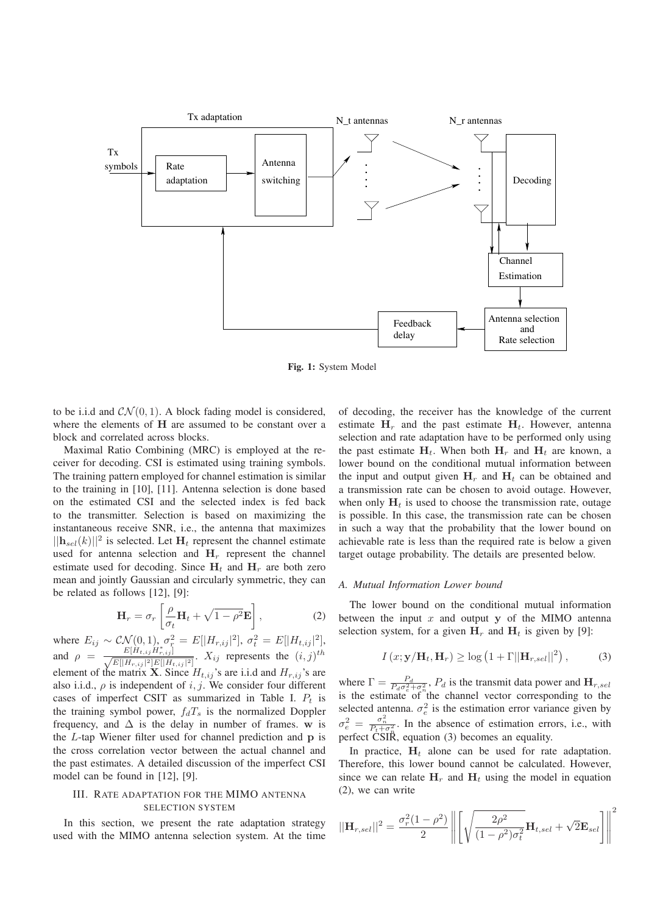Fig. 1: System Model

to be i.i.d and $\mathcal{CN}(0,1)$. A block fading model is considered, where the elements of $\mathbf{H}$ are assumed to be constant over a block and correlated across blocks.

Maximal Ratio Combining (MRC) is employed at the receiver for decoding. CSI is estimated using training symbols. The training pattern employed for channel estimation is similar to the training in [10], [11]. Antenna selection is done based on the estimated CSI and the selected index is fed back to the transmitter. Selection is based on maximizing the instantaneous receive SNR, i.e., the antenna that maximizes $||\mathbf{h}_{sel}(k)||^2$ is selected. Let $\mathbf{H}_t$ represent the channel estimate used for antenna selection and $\mathbf{H}_r$ represent the channel estimate used for decoding. Since $\mathbf{H}_t$ and $\mathbf{H}_r$ are both zero mean and jointly Gaussian and circularly symmetric, they can be related as follows [12], [9]:

$$\mathbf{H}_r = \sigma_r \left[ \frac{\rho}{\sigma_t} \mathbf{H}_t + \sqrt{1-\rho^2}\mathbf{E} \right], \tag{2}$$

where $E_{ij} \sim \mathcal{CN}(0,1)$, $\sigma_r^2 = E[|H_{r,ij}|^2]$, $\sigma_t^2 = E[|H_{t,ij}|^2]$, and $\rho = \frac{E[H_{t,ij}H^*_{r,ij}]}{\sqrt{E[|H_{r,ij}|^2]E[|H_{t,ij}|^2]}}$. $X_{ij}$ represents the $(i,j)^{th}$ element of the matrix $\mathbf{X}$. Since $H_{t,ij}$'s are i.i.d and $H_{r,ij}$'s are also i.i.d., $\rho$ is independent of $i,j$. We consider four different cases of imperfect CSIT as summarized in Table I. $P_t$ is the training symbol power, $f_dT_s$ is the normalized Doppler frequency, and $\Delta$ is the delay in number of frames. $\mathbf{w}$ is the $L$-tap Wiener filter used for channel prediction and $\mathbf{p}$ is the cross correlation vector between the actual channel and the past estimates. A detailed discussion of the imperfect CSI model can be found in [12], [9].

## III. Rate adaptation for the MIMO antenna selection system

In this section, we present the rate adaptation strategy used with the MIMO antenna selection system. At the time of decoding, the receiver has the knowledge of the current estimate $\mathbf{H}_r$ and the past estimate $\mathbf{H}_t$. However, antenna selection and rate adaptation have to be performed only using the past estimate $\mathbf{H}_t$. When both $\mathbf{H}_r$ and $\mathbf{H}_t$ are known, a lower bound on the conditional mutual information between the input and output given $\mathbf{H}_r$ and $\mathbf{H}_t$ can be obtained and a transmission rate can be chosen to avoid outage. However, when only $\mathbf{H}_t$ is used to choose the transmission rate, outage is possible. In this case, the transmission rate can be chosen in such a way that the probability that the lower bound on achievable rate is less than the required rate is below a given target outage probability. The details are presented below.

### A. Mutual Information Lower bound

The lower bound on the conditional mutual information between the input $x$ and output $\mathbf{y}$ of the MIMO antenna selection system, for a given $\mathbf{H}_r$ and $\mathbf{H}_t$ is given by [9]:

$$I\left(x; \mathbf{y}/\mathbf{H}_t, \mathbf{H}_r\right) \geq \log\left(1 + \Gamma ||\mathbf{H}_{r,sel}||^2\right), \tag{3}$$

where $\Gamma = \frac{P_d}{P_d\sigma_e^2 + \sigma_n^2}$, $P_d$ is the transmit data power and $\mathbf{H}_{r,sel}$ is the estimate of the channel vector corresponding to the selected antenna. $\sigma_e^2$ is the estimation error variance given by $\sigma_e^2 = \frac{\sigma_n^2}{P_t + \sigma_n^2}$. In the absence of estimation errors, i.e., with perfect CSIR, equation (3) becomes an equality.

In practice, $\mathbf{H}_t$ alone can be used for rate adaptation. Therefore, this lower bound cannot be calculated. However, since we can relate $\mathbf{H}_r$ and $\mathbf{H}_t$ using the model in equation (2), we can write

$$||\mathbf{H}_{r,sel}||^2 = \frac{\sigma_r^2(1-\rho^2)}{2} \left\| \left[ \sqrt{\frac{2\rho^2}{(1-\rho^2)\sigma_t^2}} \mathbf{H}_{t,sel} + \sqrt{2}\mathbf{E}_{sel} \right] \right\|^2$$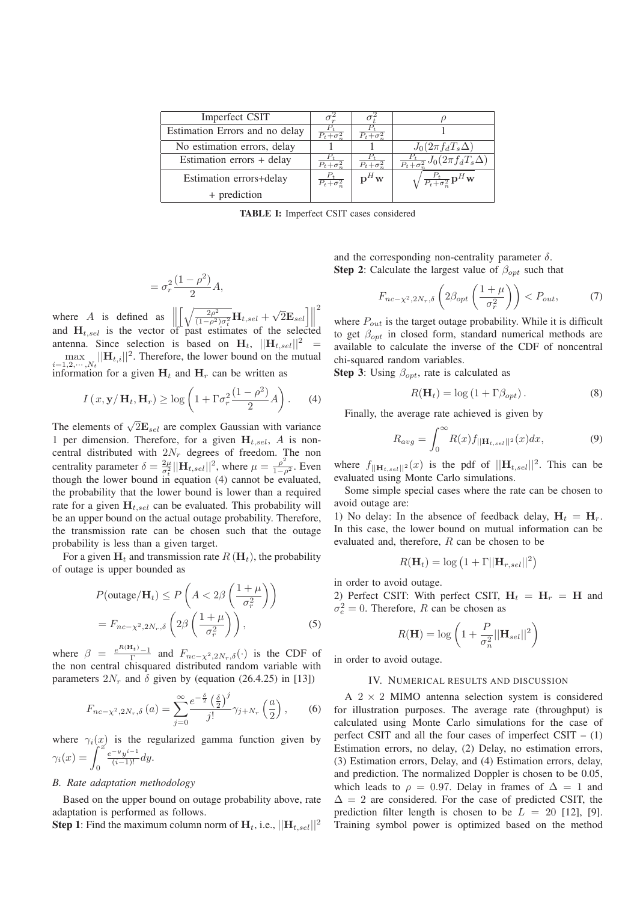| Imperfect CSIT | $\sigma_r^2$ | $\sigma_t^2$ | $\rho$ |
|---|---|---|---|
| Estimation Errors and no delay | $\frac{P_t}{P_t+\sigma_n^2}$ | $\frac{P_t}{P_t+\sigma_n^2}$ | 1 |
| No estimation errors, delay | 1 | 1 | $J_0(2\pi f_d T_s \Delta)$ |
| Estimation errors + delay | $\frac{P_t}{P_t+\sigma_n^2}$ | $\frac{P_t}{P_t+\sigma_n^2}$ | $\frac{P_t}{P_t+\sigma_n^2} J_0(2\pi f_d T_s \Delta)$ |
| Estimation errors+delay + prediction | $\frac{P_t}{P_t+\sigma_n^2}$ | $\mathbf{p}^H\mathbf{w}$ | $\sqrt{\frac{P_t}{P_t+\sigma_n^2}\mathbf{p}^H\mathbf{w}}$ |

**TABLE I:** Imperfect CSIT cases considered

$$= \sigma_r^2 \frac{(1-\rho^2)}{2} A,$$

where $A$ is defined as $\left\|\left[\sqrt{\frac{2\rho^2}{(1-\rho^2)\sigma_t^2}}\mathbf{H}_{t,sel} + \sqrt{2}\mathbf{E}_{sel}\right]\right\|^2$ and $\mathbf{H}_{t,sel}$ is the vector of past estimates of the selected antenna. Since selection is based on $\mathbf{H}_t$, $||\mathbf{H}_{t,sel}||^2 = \max_{i=1,2,\cdots,N_t} ||\mathbf{H}_{t,i}||^2$. Therefore, the lower bound on the mutual information for a given $\mathbf{H}_t$ and $\mathbf{H}_r$ can be written as

$$I\left(x, \mathbf{y}/\,\mathbf{H}_t, \mathbf{H}_r\right) \geq \log\left(1 + \Gamma\sigma_r^2 \frac{(1-\rho^2)}{2} A\right). \quad (4)$$

The elements of $\sqrt{2}\mathbf{E}_{sel}$ are complex Gaussian with variance 1 per dimension. Therefore, for a given $\mathbf{H}_{t,sel}$, $A$ is non-central distributed with $2N_r$ degrees of freedom. The non centrality parameter $\delta = \frac{2\mu}{\sigma_t^2}||\mathbf{H}_{t,sel}||^2$, where $\mu = \frac{\rho^2}{1-\rho^2}$. Even though the lower bound in equation (4) cannot be evaluated, the probability that the lower bound is lower than a required rate for a given $\mathbf{H}_{t,sel}$ can be evaluated. This probability will be an upper bound on the actual outage probability. Therefore, the transmission rate can be chosen such that the outage probability is less than a given target.

For a given $\mathbf{H}_t$ and transmission rate $R\left(\mathbf{H}_t\right)$, the probability of outage is upper bounded as

$$\begin{aligned} P(\text{outage}/\mathbf{H}_t) &\leq P\left(A < 2\beta\left(\frac{1+\mu}{\sigma_r^2}\right)\right) \\ &= F_{nc-\chi^2,2N_r,\delta}\left(2\beta\left(\frac{1+\mu}{\sigma_r^2}\right)\right), \end{aligned} \quad (5)$$

where $\beta = \frac{e^{R(\mathbf{H}_t)}-1}{\Gamma}$ and $F_{nc-\chi^2,2N_r,\delta}(\cdot)$ is the CDF of the non central chisquared distributed random variable with parameters $2N_r$ and $\delta$ given by (equation (26.4.25) in [13])

$$F_{nc-\chi^2,2N_r,\delta}\left(a\right) = \sum_{j=0}^{\infty} \frac{e^{-\frac{\delta}{2}}\left(\frac{\delta}{2}\right)^j}{j!}\gamma_{j+N_r}\left(\frac{a}{2}\right), \quad (6)$$

where $\gamma_i(x)$ is the regularized gamma function given by $\gamma_i(x) = \int_0^x \frac{e^{-y}y^{i-1}}{(i-1)!}dy$.

### B. Rate adaptation methodology

Based on the upper bound on outage probability above, rate adaptation is performed as follows.

**Step 1**: Find the maximum column norm of $\mathbf{H}_t$, i.e., $||\mathbf{H}_{t,sel}||^2$ and the corresponding non-centrality parameter $\delta$.

**Step 2**: Calculate the largest value of $\beta_{opt}$ such that

$$F_{nc-\chi^2,2N_r,\delta}\left(2\beta_{opt}\left(\frac{1+\mu}{\sigma_r^2}\right)\right) < P_{out}, \quad (7)$$

where $P_{out}$ is the target outage probability. While it is difficult to get $\beta_{opt}$ in closed form, standard numerical methods are available to calculate the inverse of the CDF of noncentral chi-squared random variables.

**Step 3**: Using $\beta_{opt}$, rate is calculated as

$$R(\mathbf{H}_t) = \log\left(1 + \Gamma\beta_{opt}\right). \quad (8)$$

Finally, the average rate achieved is given by

$$R_{avg} = \int_0^{\infty} R(x) f_{||\mathbf{H}_{t,sel}||^2}(x)dx, \quad (9)$$

where $f_{||\mathbf{H}_{t,sel}||^2}(x)$ is the pdf of $||\mathbf{H}_{t,sel}||^2$. This can be evaluated using Monte Carlo simulations.

Some simple special cases where the rate can be chosen to avoid outage are:

1) No delay: In the absence of feedback delay, $\mathbf{H}_t = \mathbf{H}_r$. In this case, the lower bound on mutual information can be evaluated and, therefore, $R$ can be chosen to be

$$R(\mathbf{H}_t) = \log\left(1 + \Gamma||\mathbf{H}_{r,sel}||^2\right)$$

in order to avoid outage.

2) Perfect CSIT: With perfect CSIT, $\mathbf{H}_t = \mathbf{H}_r = \mathbf{H}$ and $\sigma_e^2 = 0$. Therefore, $R$ can be chosen as

$$R(\mathbf{H}) = \log\left(1 + \frac{P}{\sigma_n^2}||\mathbf{H}_{sel}||^2\right)$$

in order to avoid outage.

## IV. Numerical results and discussion

A $2 \times 2$ MIMO antenna selection system is considered for illustration purposes. The average rate (throughput) is calculated using Monte Carlo simulations for the case of perfect CSIT and all the four cases of imperfect CSIT – (1) Estimation errors, no delay, (2) Delay, no estimation errors, (3) Estimation errors, Delay, and (4) Estimation errors, delay, and prediction. The normalized Doppler is chosen to be 0.05, which leads to $\rho = 0.97$. Delay in frames of $\Delta = 1$ and $\Delta = 2$ are considered. For the case of predicted CSIT, the prediction filter length is chosen to be $L = 20$ [12], [9]. Training symbol power is optimized based on the method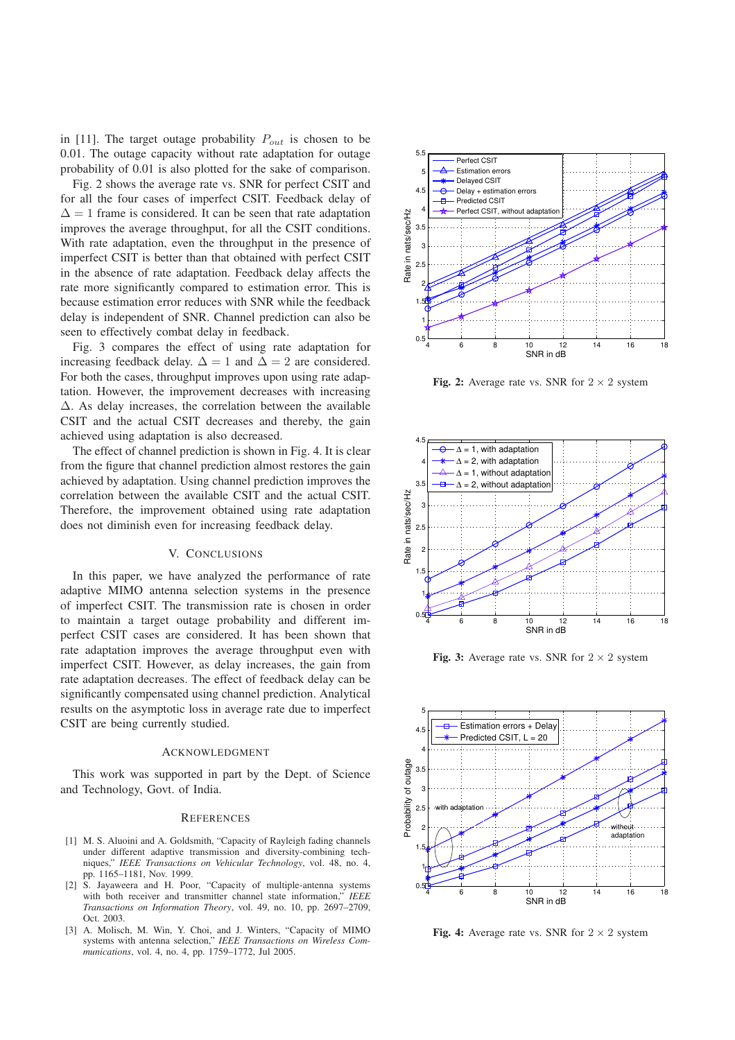in [11]. The target outage probability $P_{out}$ is chosen to be 0.01. The outage capacity without rate adaptation for outage probability of 0.01 is also plotted for the sake of comparison.

Fig. 2 shows the average rate vs. SNR for perfect CSIT and for all the four cases of imperfect CSIT. Feedback delay of $\Delta = 1$ frame is considered. It can be seen that rate adaptation improves the average throughput, for all the CSIT conditions. With rate adaptation, even the throughput in the presence of imperfect CSIT is better than that obtained with perfect CSIT in the absence of rate adaptation. Feedback delay affects the rate more significantly compared to estimation error. This is because estimation error reduces with SNR while the feedback delay is independent of SNR. Channel prediction can also be seen to effectively combat delay in feedback.

Fig. 3 compares the effect of using rate adaptation for increasing feedback delay. $\Delta = 1$ and $\Delta = 2$ are considered. For both the cases, throughput improves upon using rate adaptation. However, the improvement decreases with increasing $\Delta$. As delay increases, the correlation between the available CSIT and the actual CSIT decreases and thereby, the gain achieved using adaptation is also decreased.

The effect of channel prediction is shown in Fig. 4. It is clear from the figure that channel prediction almost restores the gain achieved by adaptation. Using channel prediction improves the correlation between the available CSIT and the actual CSIT. Therefore, the improvement obtained using rate adaptation does not diminish even for increasing feedback delay.

## V. Conclusions

In this paper, we have analyzed the performance of rate adaptive MIMO antenna selection systems in the presence of imperfect CSIT. The transmission rate is chosen in order to maintain a target outage probability and different imperfect CSIT cases are considered. It has been shown that rate adaptation improves the average throughput even with imperfect CSIT. However, as delay increases, the gain from rate adaptation decreases. The effect of feedback delay can be significantly compensated using channel prediction. Analytical results on the asymptotic loss in average rate due to imperfect CSIT are being currently studied.

## Acknowledgment

This work was supported in part by the Dept. of Science and Technology, Govt. of India.

**Fig. 2:** Average rate vs. SNR for $2 \times 2$ system

**Fig. 3:** Average rate vs. SNR for $2 \times 2$ system

**Fig. 4:** Average rate vs. SNR for $2 \times 2$ system

## References

[1] M. S. Aluoini and A. Goldsmith, "Capacity of Rayleigh fading channels under different adaptive transmission and diversity-combining techniques," *IEEE Transactions on Vehicular Technology*, vol. 48, no. 4, pp. 1165–1181, Nov. 1999.

[2] S. Jayaweera and H. Poor, "Capacity of multiple-antenna systems with both receiver and transmitter channel state information," *IEEE Transactions on Information Theory*, vol. 49, no. 10, pp. 2697–2709, Oct. 2003.

[3] A. Molisch, M. Win, Y. Choi, and J. Winters, "Capacity of MIMO systems with antenna selection," *IEEE Transactions on Wireless Communications*, vol. 4, no. 4, pp. 1759–1772, Jul 2005.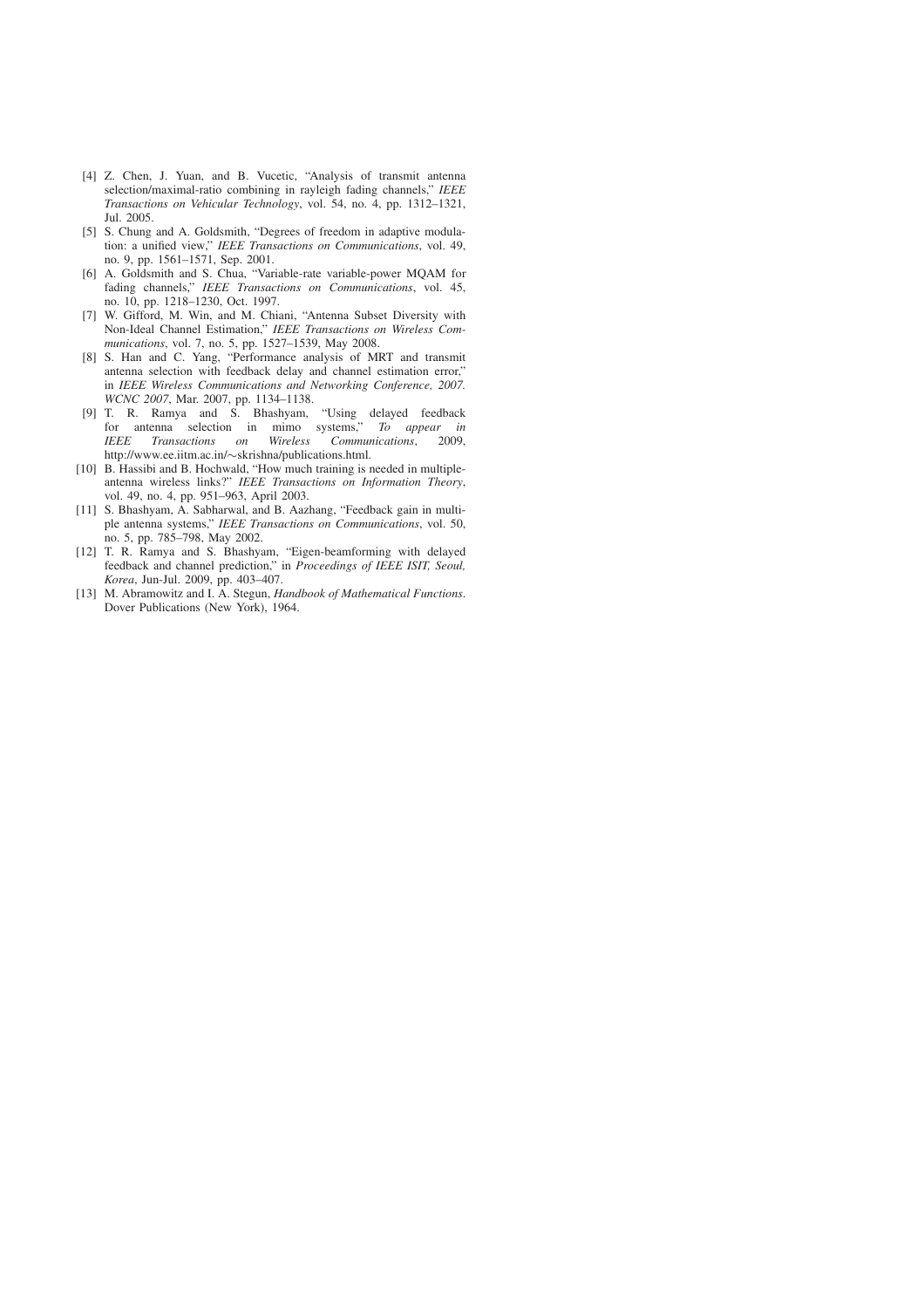[4] Z. Chen, J. Yuan, and B. Vucetic, "Analysis of transmit antenna selection/maximal-ratio combining in rayleigh fading channels," *IEEE Transactions on Vehicular Technology*, vol. 54, no. 4, pp. 1312–1321, Jul. 2005.

[5] S. Chung and A. Goldsmith, "Degrees of freedom in adaptive modulation: a unified view," *IEEE Transactions on Communications*, vol. 49, no. 9, pp. 1561–1571, Sep. 2001.

[6] A. Goldsmith and S. Chua, "Variable-rate variable-power MQAM for fading channels," *IEEE Transactions on Communications*, vol. 45, no. 10, pp. 1218–1230, Oct. 1997.

[7] W. Gifford, M. Win, and M. Chiani, "Antenna Subset Diversity with Non-Ideal Channel Estimation," *IEEE Transactions on Wireless Communications*, vol. 7, no. 5, pp. 1527–1539, May 2008.

[8] S. Han and C. Yang, "Performance analysis of MRT and transmit antenna selection with feedback delay and channel estimation error," in *IEEE Wireless Communications and Networking Conference, 2007. WCNC 2007*, Mar. 2007, pp. 1134–1138.

[9] T. R. Ramya and S. Bhashyam, "Using delayed feedback for antenna selection in mimo systems," *To appear in IEEE Transactions on Wireless Communications*, 2009, http://www.ee.iitm.ac.in/∼skrishna/publications.html.

[10] B. Hassibi and B. Hochwald, "How much training is needed in multiple-antenna wireless links?" *IEEE Transactions on Information Theory*, vol. 49, no. 4, pp. 951–963, April 2003.

[11] S. Bhashyam, A. Sabharwal, and B. Aazhang, "Feedback gain in multiple antenna systems," *IEEE Transactions on Communications*, vol. 50, no. 5, pp. 785–798, May 2002.

[12] T. R. Ramya and S. Bhashyam, "Eigen-beamforming with delayed feedback and channel prediction," in *Proceedings of IEEE ISIT, Seoul, Korea*, Jun-Jul. 2009, pp. 403–407.

[13] M. Abramowitz and I. A. Stegun, *Handbook of Mathematical Functions*. Dover Publications (New York), 1964.